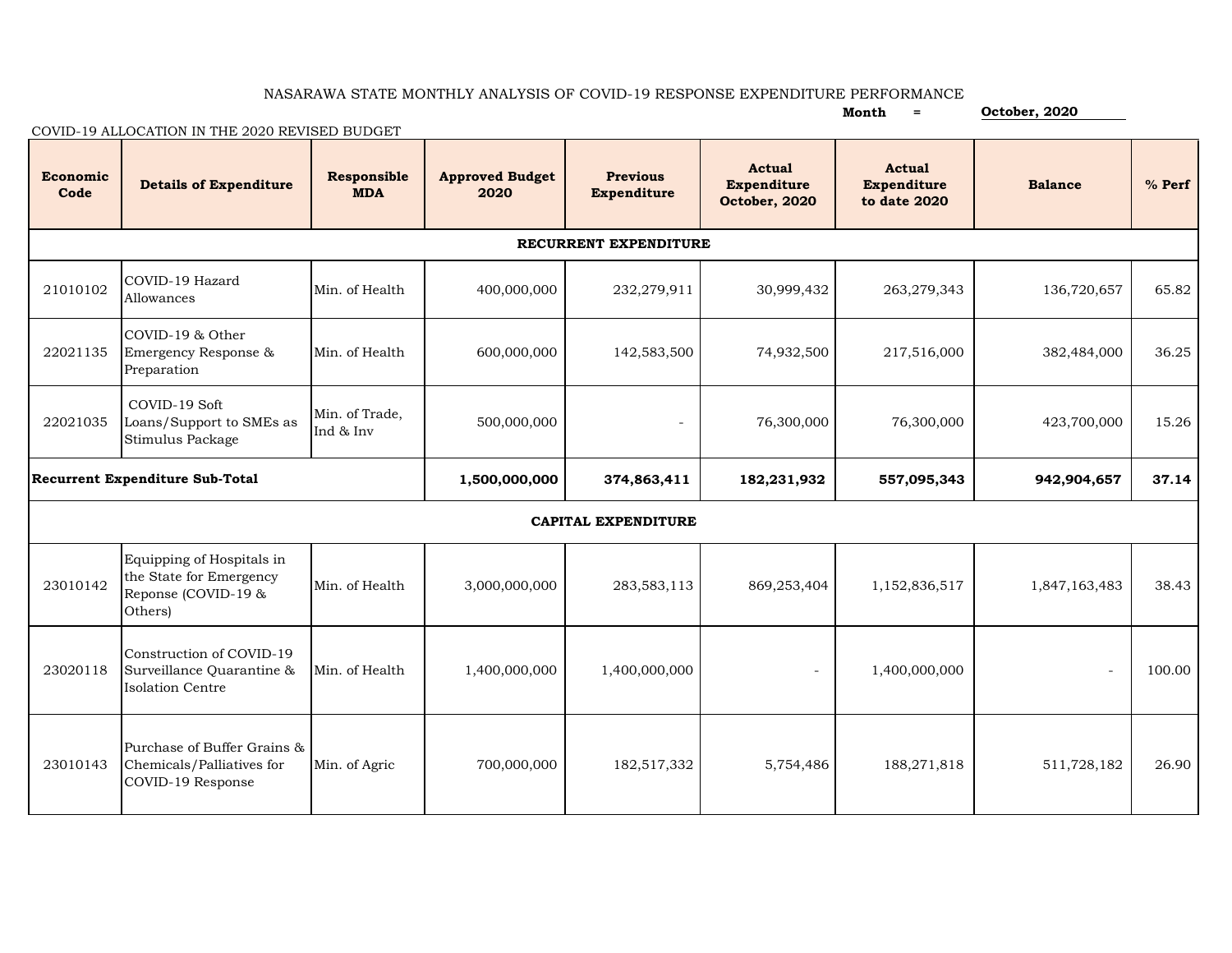NASARAWA STATE MONTHLY ANALYSIS OF COVID-19 RESPONSE EXPENDITURE PERFORMANCE

**Month = October, 2020**

COVID-19 ALLOCATION IN THE 2020 REVISED BUDGET

| Economic Code | Details of Expenditure | Responsible MDA | Approved Budget 2020 | Previous Expenditure | Actual Expenditure October, 2020 | Actual Expenditure to date 2020 | Balance | % Perf |
|---|---|---|---|---|---|---|---|---|
| **RECURRENT EXPENDITURE** | | | | | | | | |
| 21010102 | COVID-19 Hazard Allowances | Min. of Health | 400,000,000 | 232,279,911 | 30,999,432 | 263,279,343 | 136,720,657 | 65.82 |
| 22021135 | COVID-19 & Other Emergency Response & Preparation | Min. of Health | 600,000,000 | 142,583,500 | 74,932,500 | 217,516,000 | 382,484,000 | 36.25 |
| 22021035 | COVID-19 Soft Loans/Support to SMEs as Stimulus Package | Min. of Trade, Ind & Inv | 500,000,000 | - | 76,300,000 | 76,300,000 | 423,700,000 | 15.26 |
| **Recurrent Expenditure Sub-Total** | | | **1,500,000,000** | **374,863,411** | **182,231,932** | **557,095,343** | **942,904,657** | **37.14** |
| **CAPITAL EXPENDITURE** | | | | | | | | |
| 23010142 | Equipping of Hospitals in the State for Emergency Reponse (COVID-19 & Others) | Min. of Health | 3,000,000,000 | 283,583,113 | 869,253,404 | 1,152,836,517 | 1,847,163,483 | 38.43 |
| 23020118 | Construction of COVID-19 Surveillance Quarantine & Isolation Centre | Min. of Health | 1,400,000,000 | 1,400,000,000 | - | 1,400,000,000 | - | 100.00 |
| 23010143 | Purchase of Buffer Grains & Chemicals/Palliatives for COVID-19 Response | Min. of Agric | 700,000,000 | 182,517,332 | 5,754,486 | 188,271,818 | 511,728,182 | 26.90 |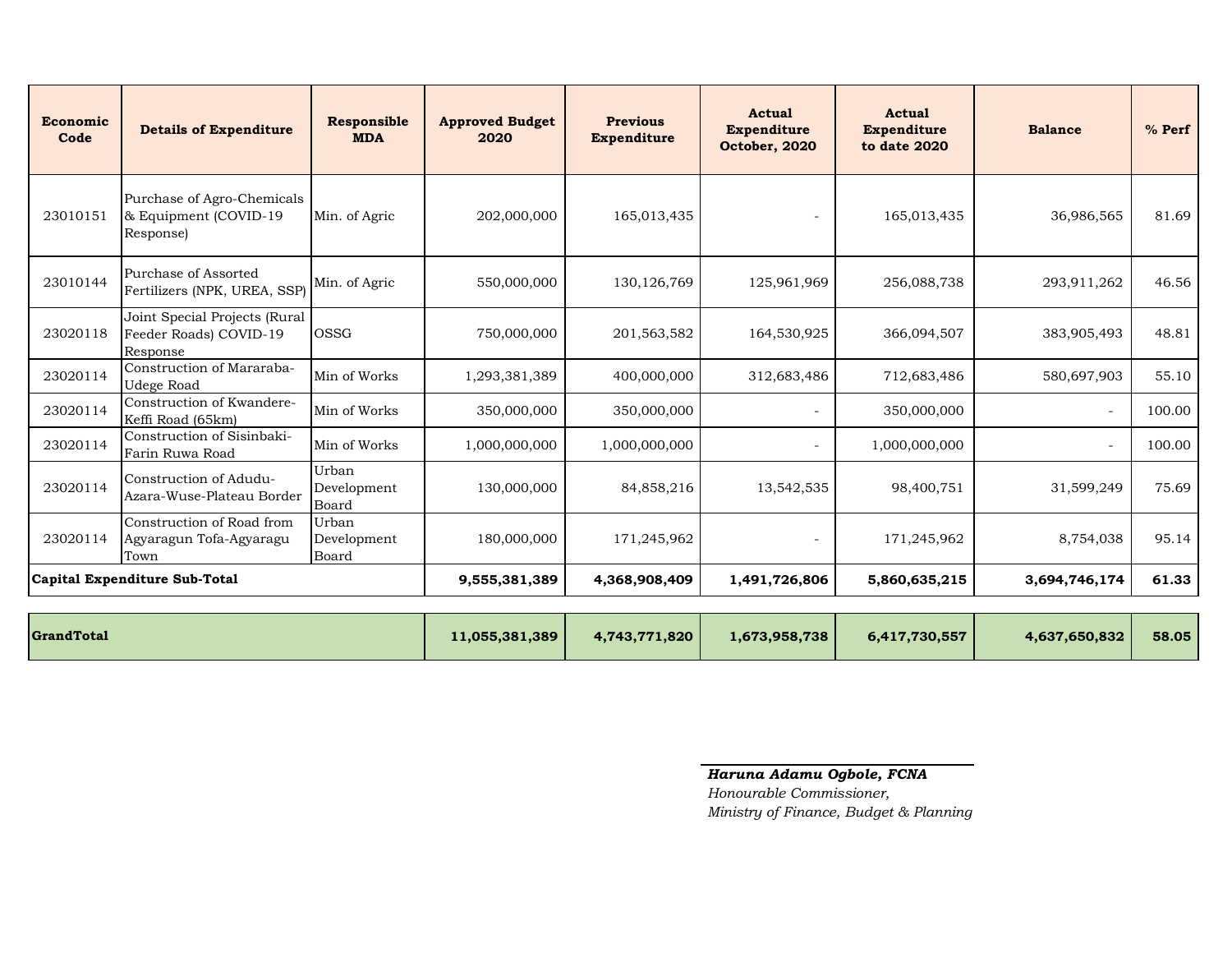| Economic Code | Details of Expenditure | Responsible MDA | Approved Budget 2020 | Previous Expenditure | Actual Expenditure October, 2020 | Actual Expenditure to date 2020 | Balance | % Perf |
|---|---|---|---|---|---|---|---|---|
| 23010151 | Purchase of Agro-Chemicals & Equipment (COVID-19 Response) | Min. of Agric | 202,000,000 | 165,013,435 | - | 165,013,435 | 36,986,565 | 81.69 |
| 23010144 | Purchase of Assorted Fertilizers (NPK, UREA, SSP) | Min. of Agric | 550,000,000 | 130,126,769 | 125,961,969 | 256,088,738 | 293,911,262 | 46.56 |
| 23020118 | Joint Special Projects (Rural Feeder Roads) COVID-19 Response | OSSG | 750,000,000 | 201,563,582 | 164,530,925 | 366,094,507 | 383,905,493 | 48.81 |
| 23020114 | Construction of Mararaba-Udege Road | Min of Works | 1,293,381,389 | 400,000,000 | 312,683,486 | 712,683,486 | 580,697,903 | 55.10 |
| 23020114 | Construction of Kwandere-Keffi Road (65km) | Min of Works | 350,000,000 | 350,000,000 | - | 350,000,000 | - | 100.00 |
| 23020114 | Construction of Sisinbaki-Farin Ruwa Road | Min of Works | 1,000,000,000 | 1,000,000,000 | - | 1,000,000,000 | - | 100.00 |
| 23020114 | Construction of Adudu-Azara-Wuse-Plateau Border | Urban Development Board | 130,000,000 | 84,858,216 | 13,542,535 | 98,400,751 | 31,599,249 | 75.69 |
| 23020114 | Construction of Road from Agyaragun Tofa-Agyaragu Town | Urban Development Board | 180,000,000 | 171,245,962 | - | 171,245,962 | 8,754,038 | 95.14 |
| **Capital Expenditure Sub-Total** | | | **9,555,381,389** | **4,368,908,409** | **1,491,726,806** | **5,860,635,215** | **3,694,746,174** | **61.33** |
| **GrandTotal** | | | **11,055,381,389** | **4,743,771,820** | **1,673,958,738** | **6,417,730,557** | **4,637,650,832** | **58.05** |

***Haruna Adamu Ogbole, FCNA***
*Honourable Commissioner,*
*Ministry of Finance, Budget & Planning*